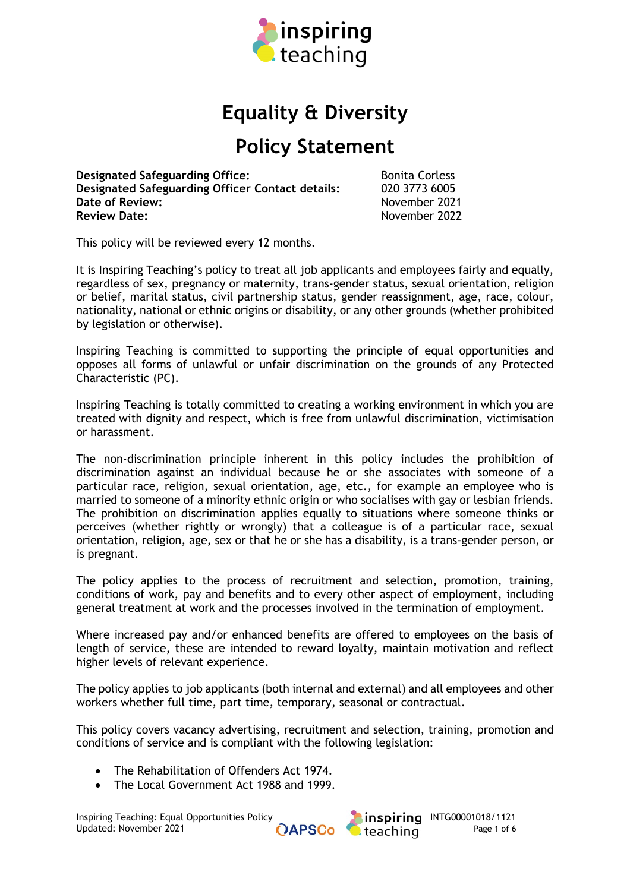# Equality & Diversity

# Policy Statement

| | |
|---|---|
| **Designated Safeguarding Office:** | Bonita Corless |
| **Designated Safeguarding Officer Contact details:** | 020 3773 6005 |
| **Date of Review:** | November 2021 |
| **Review Date:** | November 2022 |

This policy will be reviewed every 12 months.

It is Inspiring Teaching's policy to treat all job applicants and employees fairly and equally, regardless of sex, pregnancy or maternity, trans-gender status, sexual orientation, religion or belief, marital status, civil partnership status, gender reassignment, age, race, colour, nationality, national or ethnic origins or disability, or any other grounds (whether prohibited by legislation or otherwise).

Inspiring Teaching is committed to supporting the principle of equal opportunities and opposes all forms of unlawful or unfair discrimination on the grounds of any Protected Characteristic (PC).

Inspiring Teaching is totally committed to creating a working environment in which you are treated with dignity and respect, which is free from unlawful discrimination, victimisation or harassment.

The non-discrimination principle inherent in this policy includes the prohibition of discrimination against an individual because he or she associates with someone of a particular race, religion, sexual orientation, age, etc., for example an employee who is married to someone of a minority ethnic origin or who socialises with gay or lesbian friends. The prohibition on discrimination applies equally to situations where someone thinks or perceives (whether rightly or wrongly) that a colleague is of a particular race, sexual orientation, religion, age, sex or that he or she has a disability, is a trans-gender person, or is pregnant.

The policy applies to the process of recruitment and selection, promotion, training, conditions of work, pay and benefits and to every other aspect of employment, including general treatment at work and the processes involved in the termination of employment.

Where increased pay and/or enhanced benefits are offered to employees on the basis of length of service, these are intended to reward loyalty, maintain motivation and reflect higher levels of relevant experience.

The policy applies to job applicants (both internal and external) and all employees and other workers whether full time, part time, temporary, seasonal or contractual.

This policy covers vacancy advertising, recruitment and selection, training, promotion and conditions of service and is compliant with the following legislation:

- The Rehabilitation of Offenders Act 1974.
- The Local Government Act 1988 and 1999.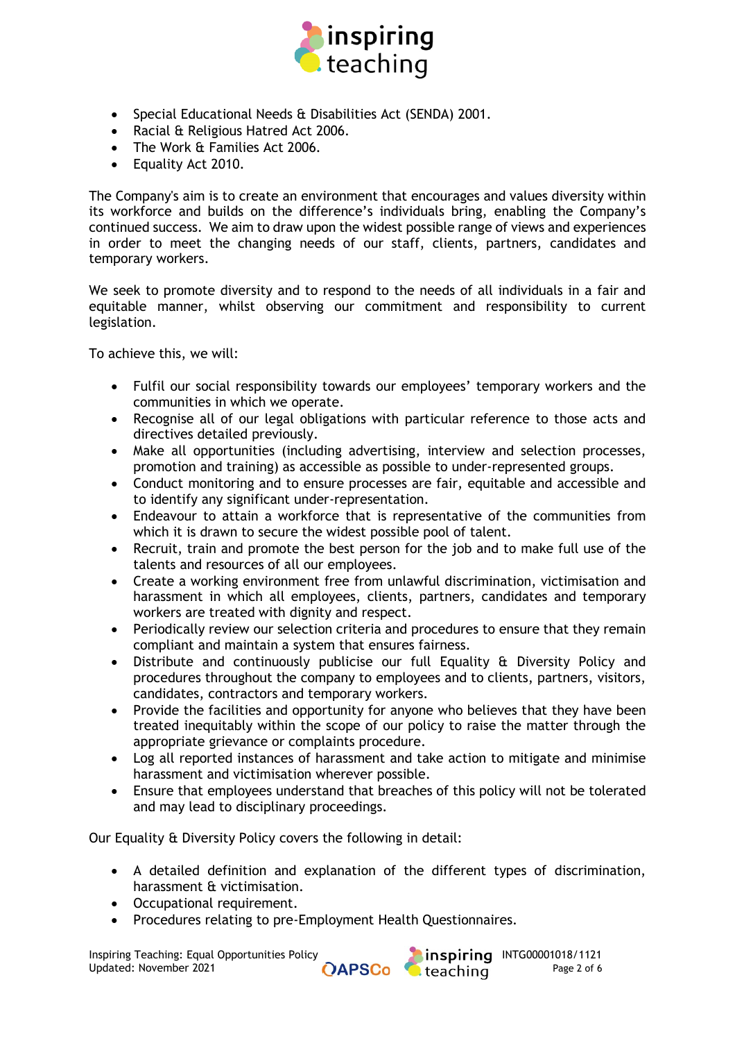- Special Educational Needs & Disabilities Act (SENDA) 2001.
- Racial & Religious Hatred Act 2006.
- The Work & Families Act 2006.
- Equality Act 2010.

The Company's aim is to create an environment that encourages and values diversity within its workforce and builds on the difference's individuals bring, enabling the Company's continued success. We aim to draw upon the widest possible range of views and experiences in order to meet the changing needs of our staff, clients, partners, candidates and temporary workers.

We seek to promote diversity and to respond to the needs of all individuals in a fair and equitable manner, whilst observing our commitment and responsibility to current legislation.

To achieve this, we will:

- Fulfil our social responsibility towards our employees' temporary workers and the communities in which we operate.
- Recognise all of our legal obligations with particular reference to those acts and directives detailed previously.
- Make all opportunities (including advertising, interview and selection processes, promotion and training) as accessible as possible to under-represented groups.
- Conduct monitoring and to ensure processes are fair, equitable and accessible and to identify any significant under-representation.
- Endeavour to attain a workforce that is representative of the communities from which it is drawn to secure the widest possible pool of talent.
- Recruit, train and promote the best person for the job and to make full use of the talents and resources of all our employees.
- Create a working environment free from unlawful discrimination, victimisation and harassment in which all employees, clients, partners, candidates and temporary workers are treated with dignity and respect.
- Periodically review our selection criteria and procedures to ensure that they remain compliant and maintain a system that ensures fairness.
- Distribute and continuously publicise our full Equality & Diversity Policy and procedures throughout the company to employees and to clients, partners, visitors, candidates, contractors and temporary workers.
- Provide the facilities and opportunity for anyone who believes that they have been treated inequitably within the scope of our policy to raise the matter through the appropriate grievance or complaints procedure.
- Log all reported instances of harassment and take action to mitigate and minimise harassment and victimisation wherever possible.
- Ensure that employees understand that breaches of this policy will not be tolerated and may lead to disciplinary proceedings.

Our Equality & Diversity Policy covers the following in detail:

- A detailed definition and explanation of the different types of discrimination, harassment & victimisation.
- Occupational requirement.
- Procedures relating to pre-Employment Health Questionnaires.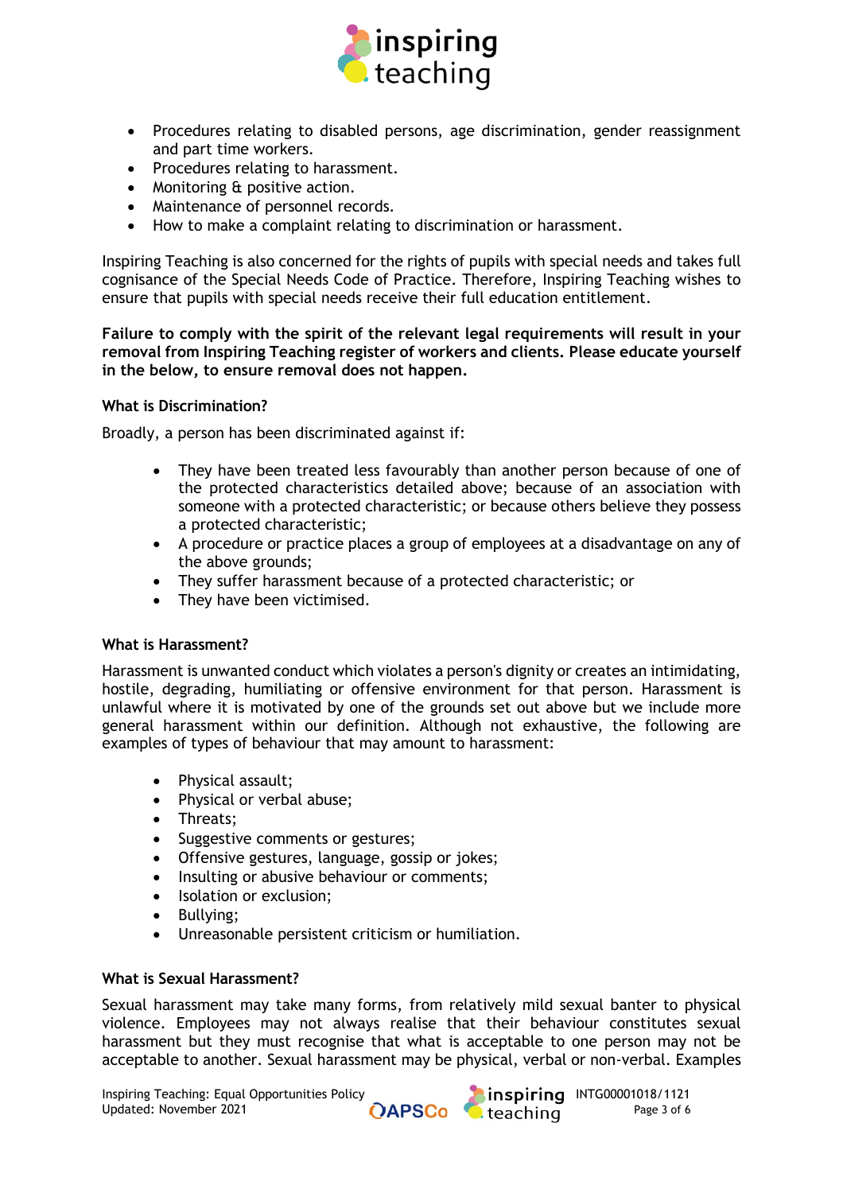- Procedures relating to disabled persons, age discrimination, gender reassignment and part time workers.
- Procedures relating to harassment.
- Monitoring & positive action.
- Maintenance of personnel records.
- How to make a complaint relating to discrimination or harassment.

Inspiring Teaching is also concerned for the rights of pupils with special needs and takes full cognisance of the Special Needs Code of Practice. Therefore, Inspiring Teaching wishes to ensure that pupils with special needs receive their full education entitlement.

**Failure to comply with the spirit of the relevant legal requirements will result in your removal from Inspiring Teaching register of workers and clients. Please educate yourself in the below, to ensure removal does not happen.**

**What is Discrimination?**

Broadly, a person has been discriminated against if:

- They have been treated less favourably than another person because of one of the protected characteristics detailed above; because of an association with someone with a protected characteristic; or because others believe they possess a protected characteristic;
- A procedure or practice places a group of employees at a disadvantage on any of the above grounds;
- They suffer harassment because of a protected characteristic; or
- They have been victimised.

**What is Harassment?**

Harassment is unwanted conduct which violates a person's dignity or creates an intimidating, hostile, degrading, humiliating or offensive environment for that person. Harassment is unlawful where it is motivated by one of the grounds set out above but we include more general harassment within our definition. Although not exhaustive, the following are examples of types of behaviour that may amount to harassment:

- Physical assault;
- Physical or verbal abuse;
- Threats;
- Suggestive comments or gestures;
- Offensive gestures, language, gossip or jokes;
- Insulting or abusive behaviour or comments;
- Isolation or exclusion;
- Bullying;
- Unreasonable persistent criticism or humiliation.

**What is Sexual Harassment?**

Sexual harassment may take many forms, from relatively mild sexual banter to physical violence. Employees may not always realise that their behaviour constitutes sexual harassment but they must recognise that what is acceptable to one person may not be acceptable to another. Sexual harassment may be physical, verbal or non-verbal. Examples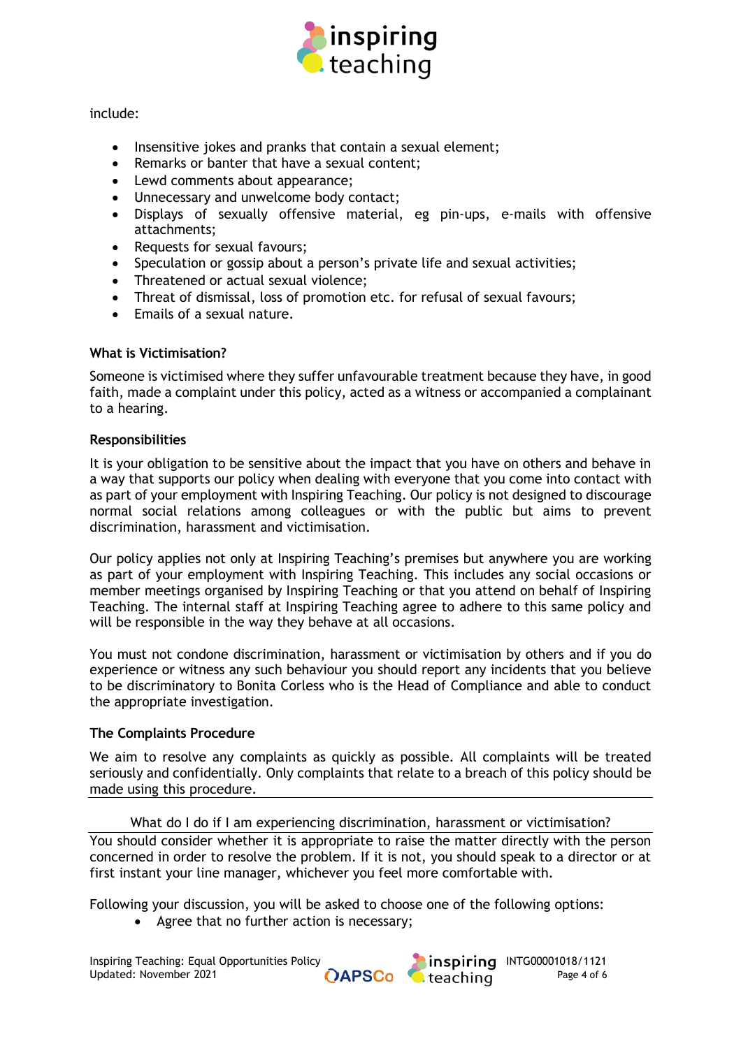include:

- Insensitive jokes and pranks that contain a sexual element;
- Remarks or banter that have a sexual content;
- Lewd comments about appearance;
- Unnecessary and unwelcome body contact;
- Displays of sexually offensive material, eg pin-ups, e-mails with offensive attachments;
- Requests for sexual favours;
- Speculation or gossip about a person's private life and sexual activities;
- Threatened or actual sexual violence;
- Threat of dismissal, loss of promotion etc. for refusal of sexual favours;
- Emails of a sexual nature.

**What is Victimisation?**

Someone is victimised where they suffer unfavourable treatment because they have, in good faith, made a complaint under this policy, acted as a witness or accompanied a complainant to a hearing.

**Responsibilities**

It is your obligation to be sensitive about the impact that you have on others and behave in a way that supports our policy when dealing with everyone that you come into contact with as part of your employment with Inspiring Teaching. Our policy is not designed to discourage normal social relations among colleagues or with the public but aims to prevent discrimination, harassment and victimisation.

Our policy applies not only at Inspiring Teaching's premises but anywhere you are working as part of your employment with Inspiring Teaching. This includes any social occasions or member meetings organised by Inspiring Teaching or that you attend on behalf of Inspiring Teaching. The internal staff at Inspiring Teaching agree to adhere to this same policy and will be responsible in the way they behave at all occasions.

You must not condone discrimination, harassment or victimisation by others and if you do experience or witness any such behaviour you should report any incidents that you believe to be discriminatory to Bonita Corless who is the Head of Compliance and able to conduct the appropriate investigation.

**The Complaints Procedure**

We aim to resolve any complaints as quickly as possible. All complaints will be treated seriously and confidentially. Only complaints that relate to a breach of this policy should be made using this procedure.

What do I do if I am experiencing discrimination, harassment or victimisation?

You should consider whether it is appropriate to raise the matter directly with the person concerned in order to resolve the problem. If it is not, you should speak to a director or at first instant your line manager, whichever you feel more comfortable with.

Following your discussion, you will be asked to choose one of the following options:

- Agree that no further action is necessary;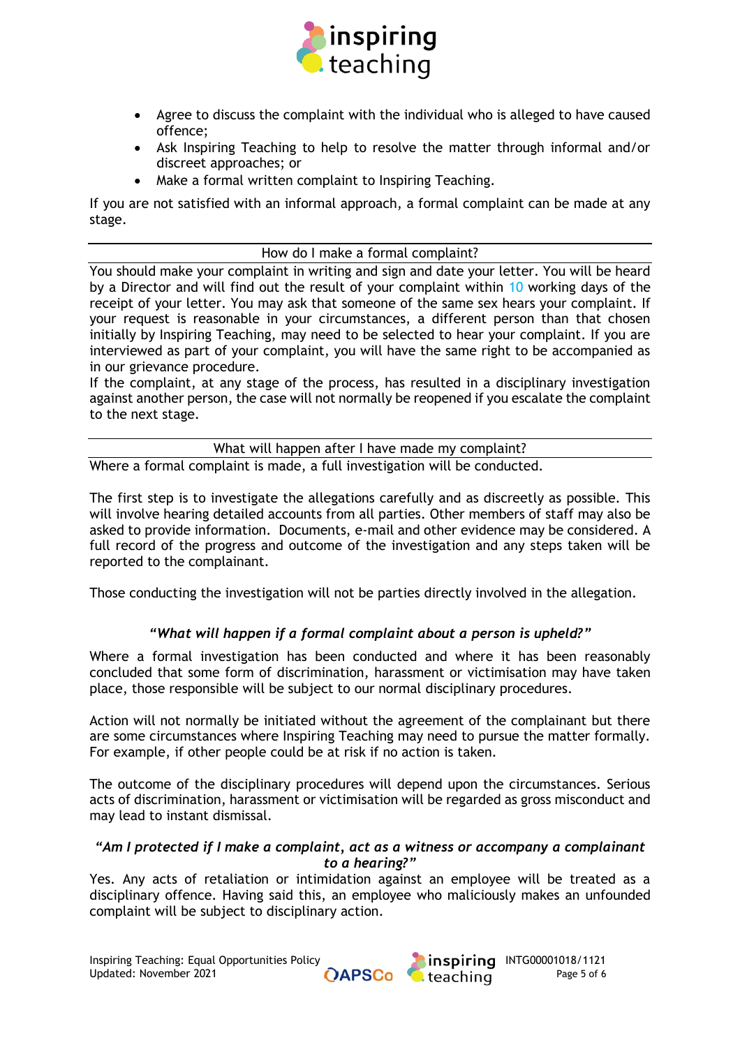- Agree to discuss the complaint with the individual who is alleged to have caused offence;
- Ask Inspiring Teaching to help to resolve the matter through informal and/or discreet approaches; or
- Make a formal written complaint to Inspiring Teaching.

If you are not satisfied with an informal approach, a formal complaint can be made at any stage.

## How do I make a formal complaint?

You should make your complaint in writing and sign and date your letter. You will be heard by a Director and will find out the result of your complaint within 10 working days of the receipt of your letter. You may ask that someone of the same sex hears your complaint. If your request is reasonable in your circumstances, a different person than that chosen initially by Inspiring Teaching, may need to be selected to hear your complaint. If you are interviewed as part of your complaint, you will have the same right to be accompanied as in our grievance procedure.

If the complaint, at any stage of the process, has resulted in a disciplinary investigation against another person, the case will not normally be reopened if you escalate the complaint to the next stage.

## What will happen after I have made my complaint?

Where a formal complaint is made, a full investigation will be conducted.

The first step is to investigate the allegations carefully and as discreetly as possible. This will involve hearing detailed accounts from all parties. Other members of staff may also be asked to provide information. Documents, e-mail and other evidence may be considered. A full record of the progress and outcome of the investigation and any steps taken will be reported to the complainant.

Those conducting the investigation will not be parties directly involved in the allegation.

### *"What will happen if a formal complaint about a person is upheld?"*

Where a formal investigation has been conducted and where it has been reasonably concluded that some form of discrimination, harassment or victimisation may have taken place, those responsible will be subject to our normal disciplinary procedures.

Action will not normally be initiated without the agreement of the complainant but there are some circumstances where Inspiring Teaching may need to pursue the matter formally. For example, if other people could be at risk if no action is taken.

The outcome of the disciplinary procedures will depend upon the circumstances. Serious acts of discrimination, harassment or victimisation will be regarded as gross misconduct and may lead to instant dismissal.

### *"Am I protected if I make a complaint, act as a witness or accompany a complainant to a hearing?"*

Yes. Any acts of retaliation or intimidation against an employee will be treated as a disciplinary offence. Having said this, an employee who maliciously makes an unfounded complaint will be subject to disciplinary action.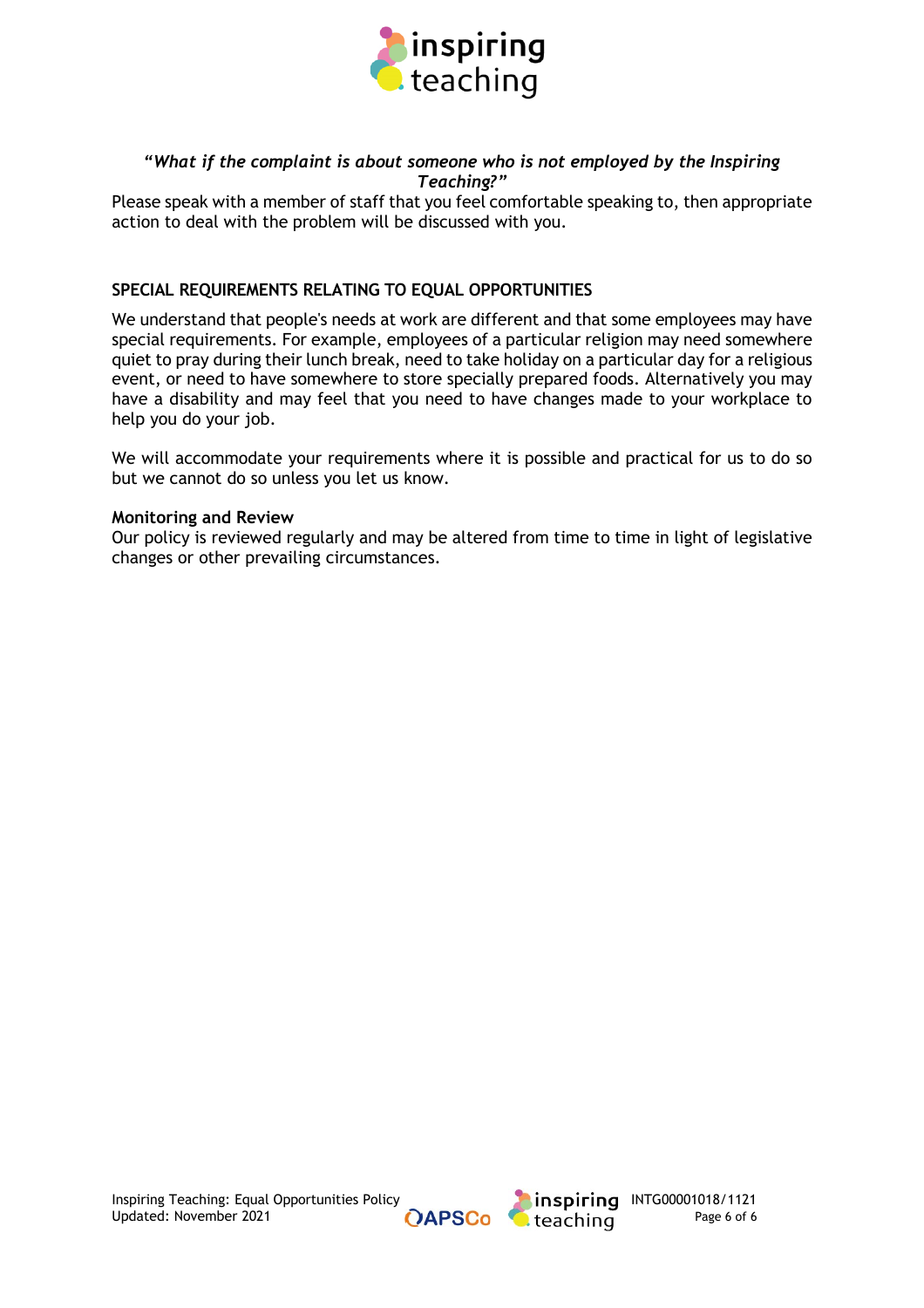***"What if the complaint is about someone who is not employed by the Inspiring Teaching?"***

Please speak with a member of staff that you feel comfortable speaking to, then appropriate action to deal with the problem will be discussed with you.

## SPECIAL REQUIREMENTS RELATING TO EQUAL OPPORTUNITIES

We understand that people's needs at work are different and that some employees may have special requirements. For example, employees of a particular religion may need somewhere quiet to pray during their lunch break, need to take holiday on a particular day for a religious event, or need to have somewhere to store specially prepared foods. Alternatively you may have a disability and may feel that you need to have changes made to your workplace to help you do your job.

We will accommodate your requirements where it is possible and practical for us to do so but we cannot do so unless you let us know.

**Monitoring and Review**

Our policy is reviewed regularly and may be altered from time to time in light of legislative changes or other prevailing circumstances.